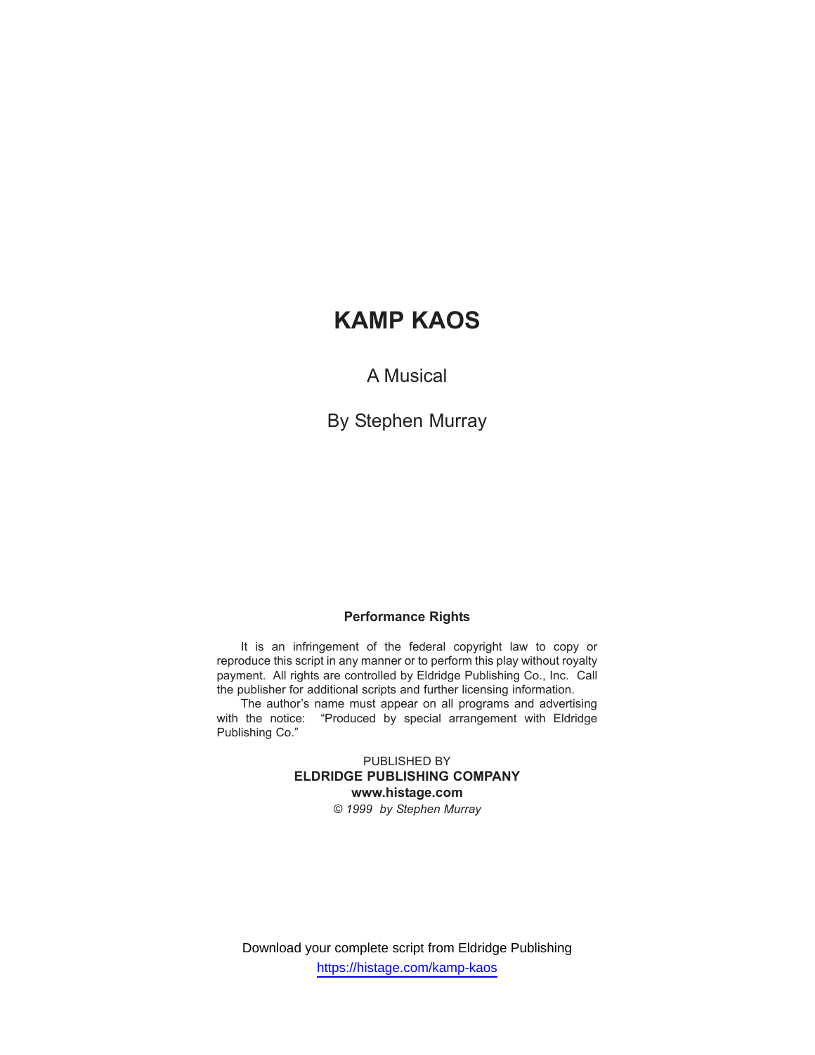# KAMP KAOS

A Musical

By Stephen Murray

**Performance Rights**

It is an infringement of the federal copyright law to copy or reproduce this script in any manner or to perform this play without royalty payment. All rights are controlled by Eldridge Publishing Co., Inc. Call the publisher for additional scripts and further licensing information.

The author's name must appear on all programs and advertising with the notice: "Produced by special arrangement with Eldridge Publishing Co."

PUBLISHED BY
**ELDRIDGE PUBLISHING COMPANY**
**www.histage.com**
*© 1999 by Stephen Murray*

Download your complete script from Eldridge Publishing
https://histage.com/kamp-kaos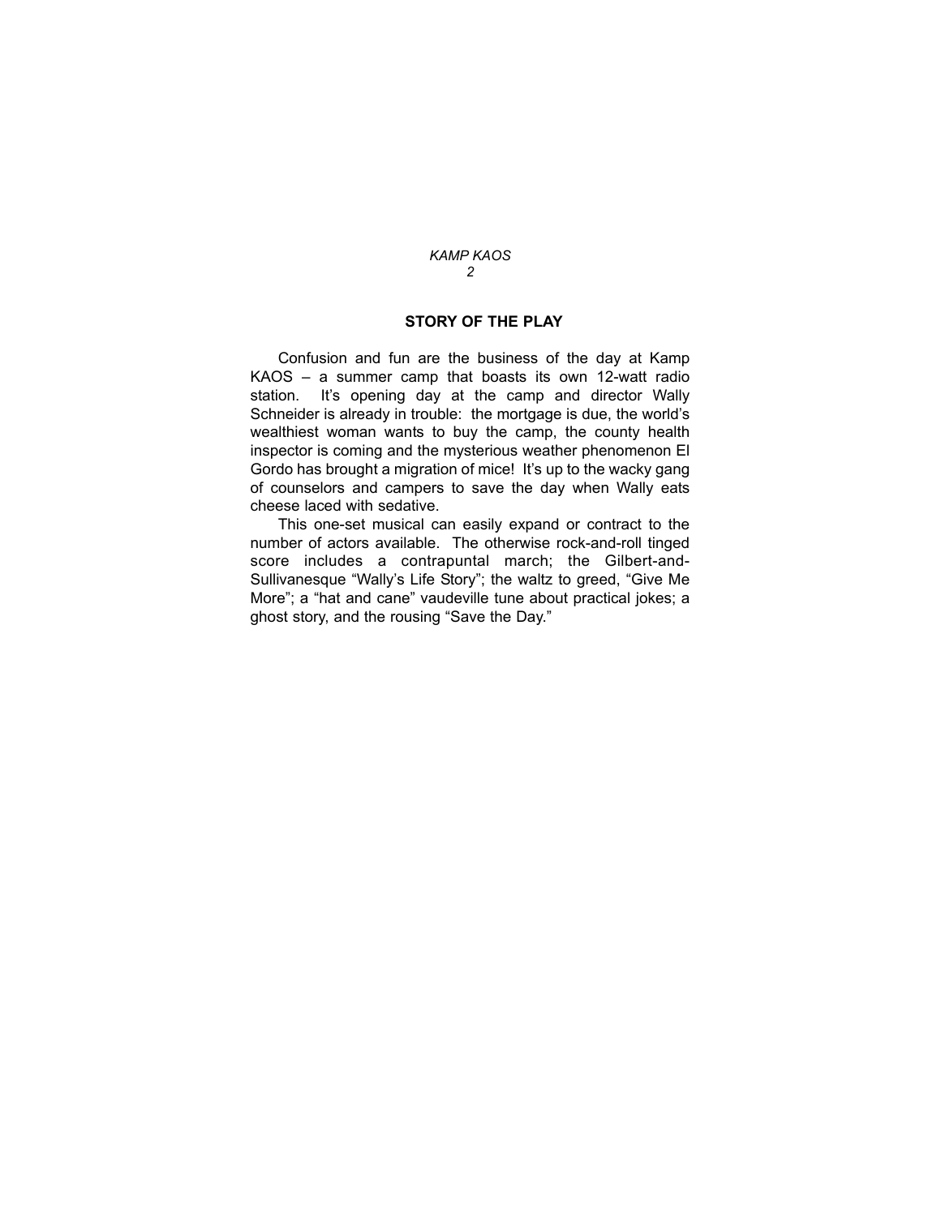## STORY OF THE PLAY

Confusion and fun are the business of the day at Kamp KAOS – a summer camp that boasts its own 12-watt radio station. It's opening day at the camp and director Wally Schneider is already in trouble: the mortgage is due, the world's wealthiest woman wants to buy the camp, the county health inspector is coming and the mysterious weather phenomenon El Gordo has brought a migration of mice! It's up to the wacky gang of counselors and campers to save the day when Wally eats cheese laced with sedative.

This one-set musical can easily expand or contract to the number of actors available. The otherwise rock-and-roll tinged score includes a contrapuntal march; the Gilbert-and-Sullivanesque "Wally's Life Story"; the waltz to greed, "Give Me More"; a "hat and cane" vaudeville tune about practical jokes; a ghost story, and the rousing "Save the Day."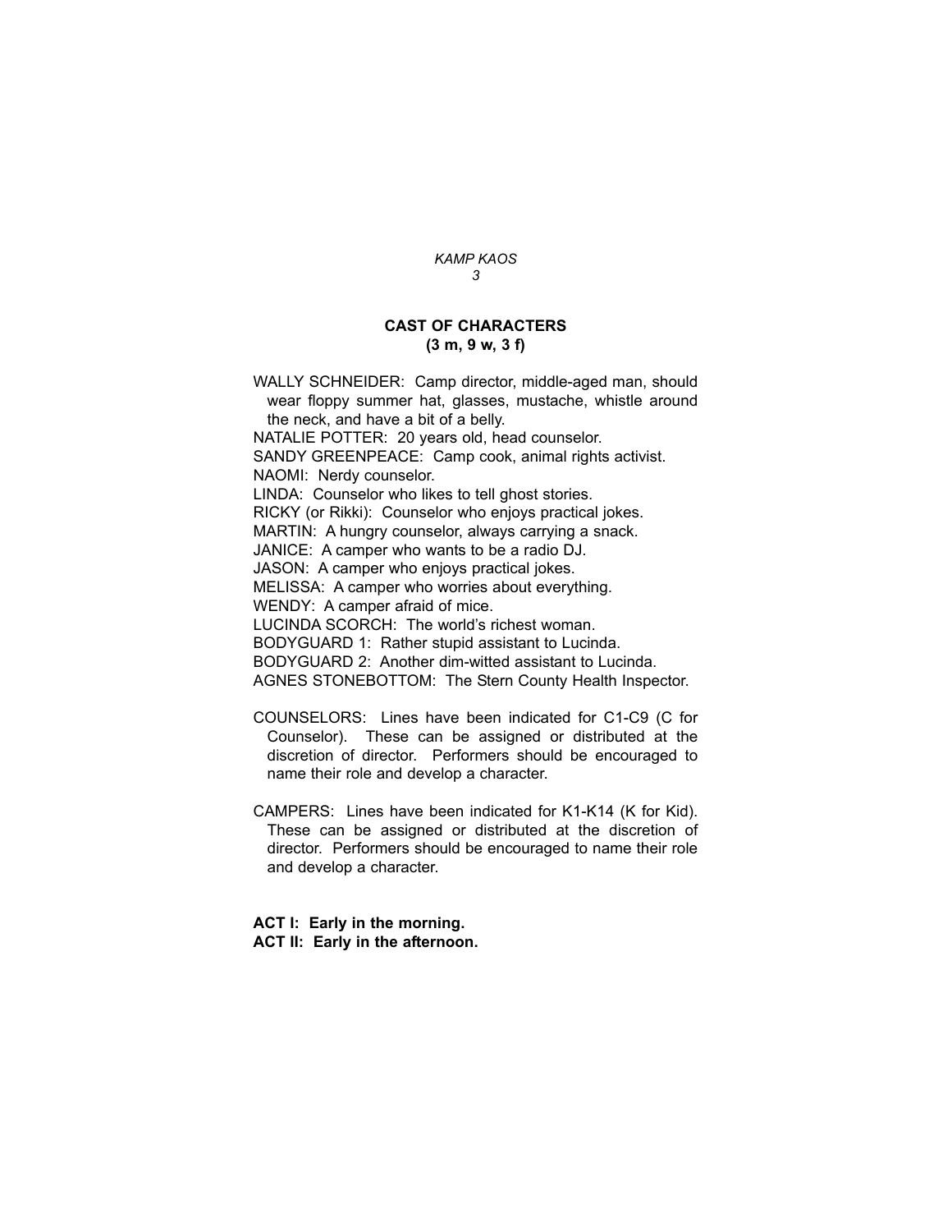## CAST OF CHARACTERS
**(3 m, 9 w, 3 f)**

WALLY SCHNEIDER: Camp director, middle-aged man, should wear floppy summer hat, glasses, mustache, whistle around the neck, and have a bit of a belly.
NATALIE POTTER: 20 years old, head counselor.
SANDY GREENPEACE: Camp cook, animal rights activist.
NAOMI: Nerdy counselor.
LINDA: Counselor who likes to tell ghost stories.
RICKY (or Rikki): Counselor who enjoys practical jokes.
MARTIN: A hungry counselor, always carrying a snack.
JANICE: A camper who wants to be a radio DJ.
JASON: A camper who enjoys practical jokes.
MELISSA: A camper who worries about everything.
WENDY: A camper afraid of mice.
LUCINDA SCORCH: The world's richest woman.
BODYGUARD 1: Rather stupid assistant to Lucinda.
BODYGUARD 2: Another dim-witted assistant to Lucinda.
AGNES STONEBOTTOM: The Stern County Health Inspector.

COUNSELORS: Lines have been indicated for C1-C9 (C for Counselor). These can be assigned or distributed at the discretion of director. Performers should be encouraged to name their role and develop a character.

CAMPERS: Lines have been indicated for K1-K14 (K for Kid). These can be assigned or distributed at the discretion of director. Performers should be encouraged to name their role and develop a character.

**ACT I: Early in the morning.**
**ACT II: Early in the afternoon.**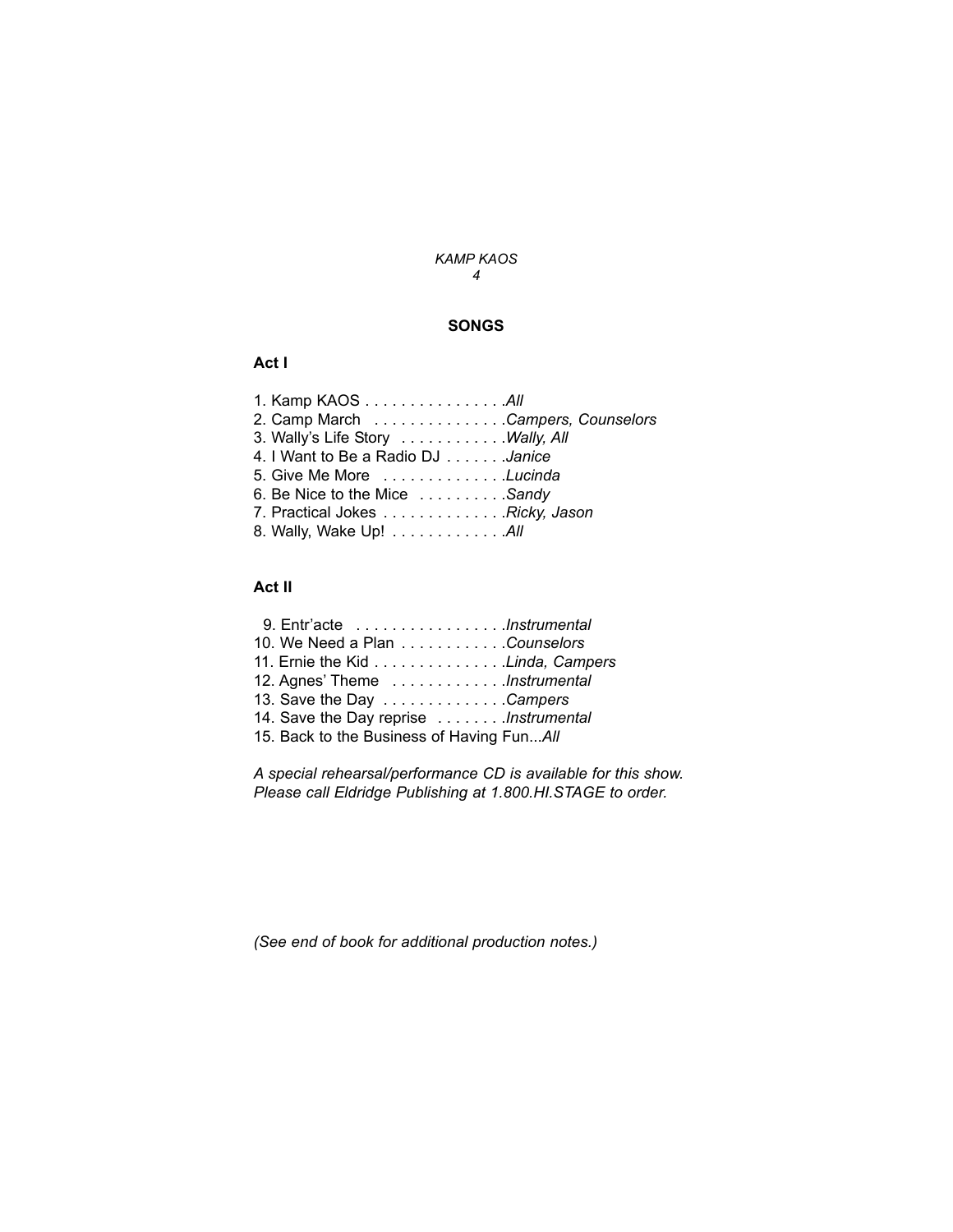## SONGS

### Act I

1. Kamp KAOS . . . . . . . . . . . . . . . .*All*
2. Camp March . . . . . . . . . . . . . . .*Campers, Counselors*
3. Wally's Life Story . . . . . . . . . . . .*Wally, All*
4. I Want to Be a Radio DJ . . . . . . .*Janice*
5. Give Me More . . . . . . . . . . . . . .*Lucinda*
6. Be Nice to the Mice . . . . . . . . . .*Sandy*
7. Practical Jokes . . . . . . . . . . . . . .*Ricky, Jason*
8. Wally, Wake Up! . . . . . . . . . . . . .*All*

### Act II

9. Entr'acte . . . . . . . . . . . . . . . . .*Instrumental*
10. We Need a Plan . . . . . . . . . . . .*Counselors*
11. Ernie the Kid . . . . . . . . . . . . . . .*Linda, Campers*
12. Agnes' Theme . . . . . . . . . . . . .*Instrumental*
13. Save the Day . . . . . . . . . . . . . .*Campers*
14. Save the Day reprise . . . . . . . .*Instrumental*
15. Back to the Business of Having Fun...*All*

*A special rehearsal/performance CD is available for this show. Please call Eldridge Publishing at 1.800.HI.STAGE to order.*

*(See end of book for additional production notes.)*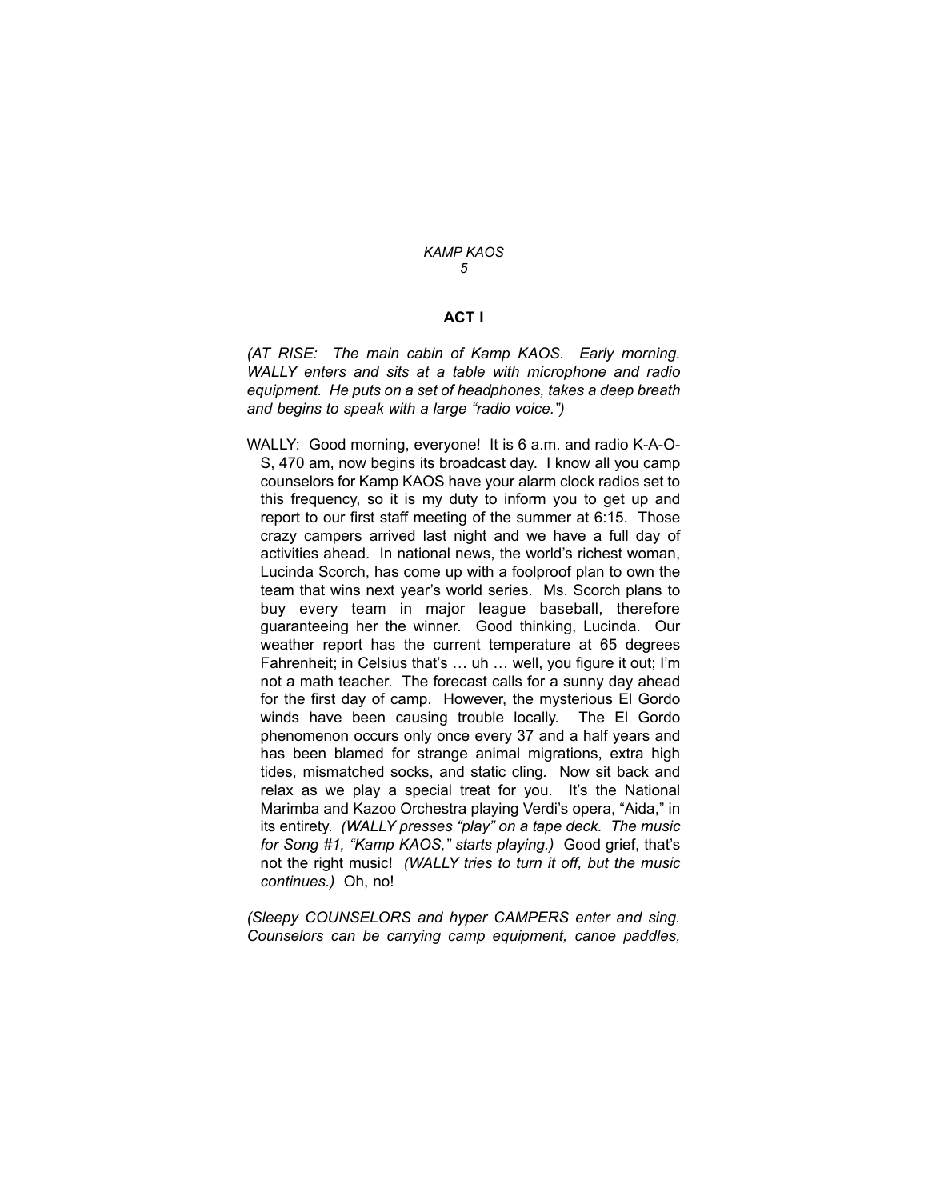## ACT I

*(AT RISE: The main cabin of Kamp KAOS. Early morning. WALLY enters and sits at a table with microphone and radio equipment. He puts on a set of headphones, takes a deep breath and begins to speak with a large "radio voice.")*

WALLY: Good morning, everyone! It is 6 a.m. and radio K-A-O-S, 470 am, now begins its broadcast day. I know all you camp counselors for Kamp KAOS have your alarm clock radios set to this frequency, so it is my duty to inform you to get up and report to our first staff meeting of the summer at 6:15. Those crazy campers arrived last night and we have a full day of activities ahead. In national news, the world's richest woman, Lucinda Scorch, has come up with a foolproof plan to own the team that wins next year's world series. Ms. Scorch plans to buy every team in major league baseball, therefore guaranteeing her the winner. Good thinking, Lucinda. Our weather report has the current temperature at 65 degrees Fahrenheit; in Celsius that's … uh … well, you figure it out; I'm not a math teacher. The forecast calls for a sunny day ahead for the first day of camp. However, the mysterious El Gordo winds have been causing trouble locally. The El Gordo phenomenon occurs only once every 37 and a half years and has been blamed for strange animal migrations, extra high tides, mismatched socks, and static cling. Now sit back and relax as we play a special treat for you. It's the National Marimba and Kazoo Orchestra playing Verdi's opera, "Aida," in its entirety. *(WALLY presses "play" on a tape deck. The music for Song #1, "Kamp KAOS," starts playing.)* Good grief, that's not the right music! *(WALLY tries to turn it off, but the music continues.)* Oh, no!

*(Sleepy COUNSELORS and hyper CAMPERS enter and sing. Counselors can be carrying camp equipment, canoe paddles,*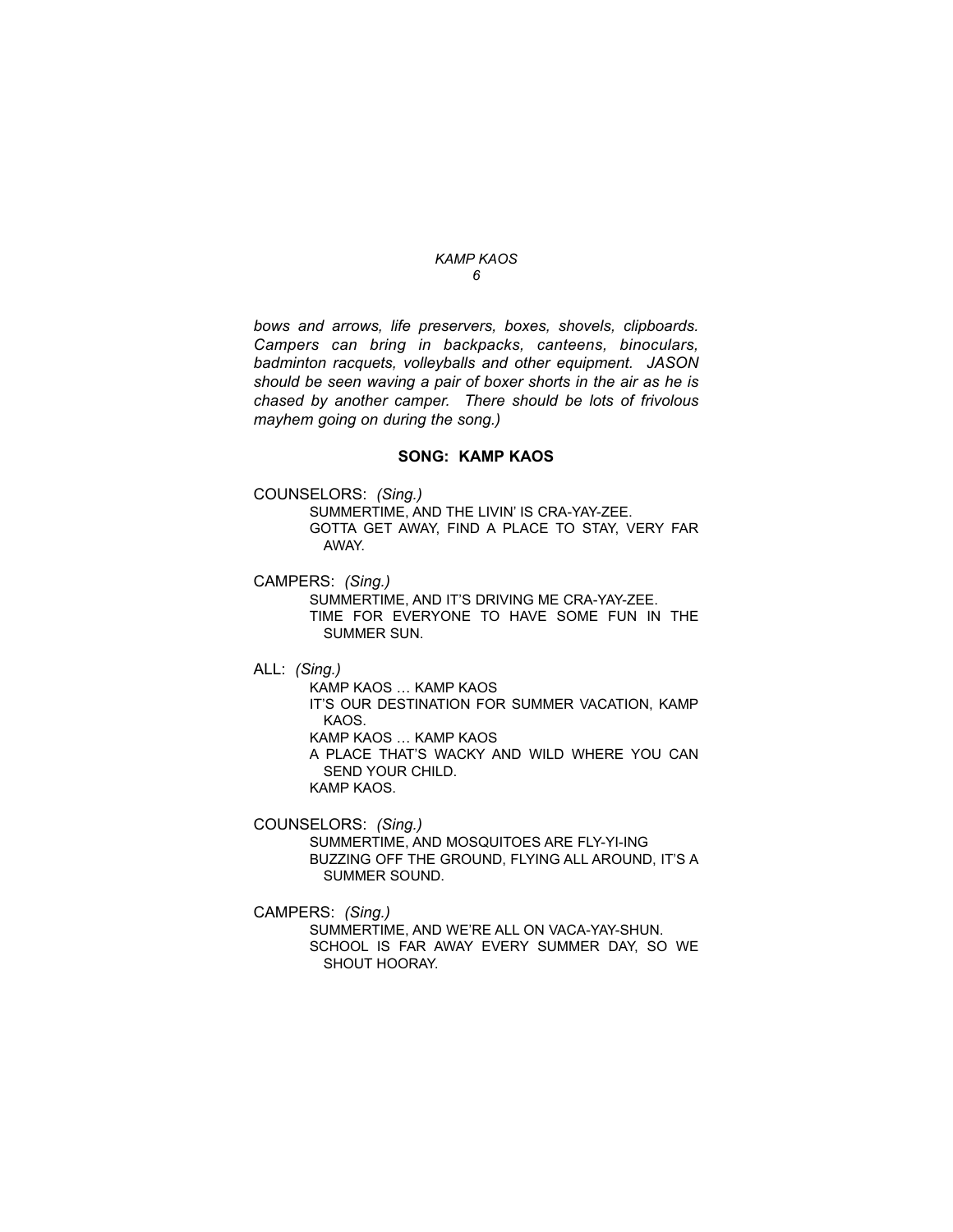*bows and arrows, life preservers, boxes, shovels, clipboards. Campers can bring in backpacks, canteens, binoculars, badminton racquets, volleyballs and other equipment. JASON should be seen waving a pair of boxer shorts in the air as he is chased by another camper. There should be lots of frivolous mayhem going on during the song.)*

**SONG: KAMP KAOS**

COUNSELORS: *(Sing.)*
SUMMERTIME, AND THE LIVIN' IS CRA-YAY-ZEE.
GOTTA GET AWAY, FIND A PLACE TO STAY, VERY FAR AWAY.

CAMPERS: *(Sing.)*
SUMMERTIME, AND IT'S DRIVING ME CRA-YAY-ZEE.
TIME FOR EVERYONE TO HAVE SOME FUN IN THE SUMMER SUN.

ALL: *(Sing.)*
KAMP KAOS … KAMP KAOS
IT'S OUR DESTINATION FOR SUMMER VACATION, KAMP KAOS.
KAMP KAOS … KAMP KAOS
A PLACE THAT'S WACKY AND WILD WHERE YOU CAN SEND YOUR CHILD.
KAMP KAOS.

COUNSELORS: *(Sing.)*
SUMMERTIME, AND MOSQUITOES ARE FLY-YI-ING
BUZZING OFF THE GROUND, FLYING ALL AROUND, IT'S A SUMMER SOUND.

CAMPERS: *(Sing.)*
SUMMERTIME, AND WE'RE ALL ON VACA-YAY-SHUN.
SCHOOL IS FAR AWAY EVERY SUMMER DAY, SO WE SHOUT HOORAY.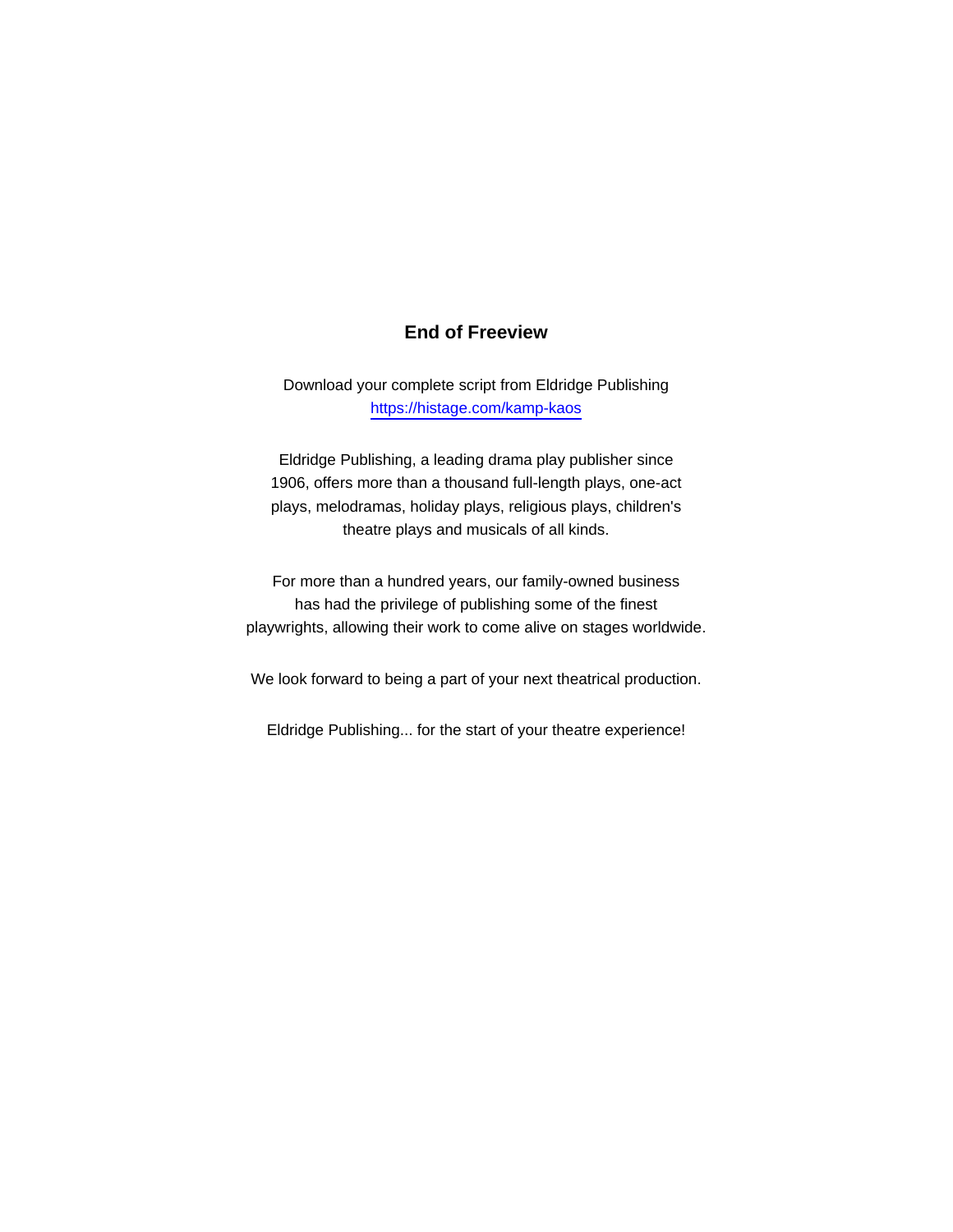**End of Freeview**

Download your complete script from Eldridge Publishing
https://histage.com/kamp-kaos

Eldridge Publishing, a leading drama play publisher since 1906, offers more than a thousand full-length plays, one-act plays, melodramas, holiday plays, religious plays, children's theatre plays and musicals of all kinds.

For more than a hundred years, our family-owned business has had the privilege of publishing some of the finest playwrights, allowing their work to come alive on stages worldwide.

We look forward to being a part of your next theatrical production.

Eldridge Publishing... for the start of your theatre experience!